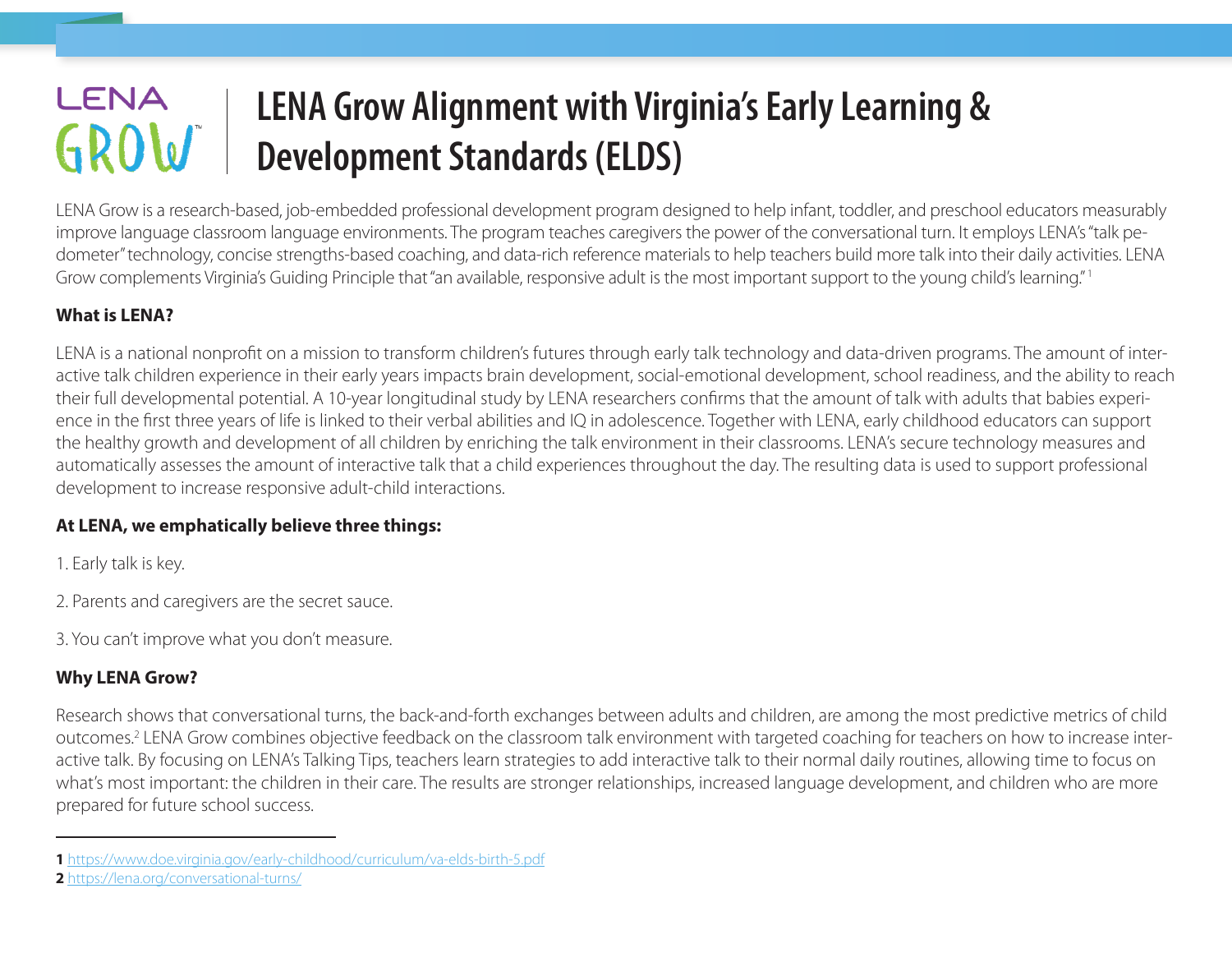LENA GROW

# LENA Grow Alignment with Virginia's Early Learning & Development Standards (ELDS)

LENA Grow is a research-based, job-embedded professional development program designed to help infant, toddler, and preschool educators measurably improve language classroom language environments. The program teaches caregivers the power of the conversational turn. It employs LENA's "talk pedometer" technology, concise strengths-based coaching, and data-rich reference materials to help teachers build more talk into their daily activities. LENA Grow complements Virginia's Guiding Principle that "an available, responsive adult is the most important support to the young child's learning." [1]

**What is LENA?**

LENA is a national nonprofit on a mission to transform children's futures through early talk technology and data-driven programs. The amount of interactive talk children experience in their early years impacts brain development, social-emotional development, school readiness, and the ability to reach their full developmental potential. A 10-year longitudinal study by LENA researchers confirms that the amount of talk with adults that babies experience in the first three years of life is linked to their verbal abilities and IQ in adolescence. Together with LENA, early childhood educators can support the healthy growth and development of all children by enriching the talk environment in their classrooms. LENA's secure technology measures and automatically assesses the amount of interactive talk that a child experiences throughout the day. The resulting data is used to support professional development to increase responsive adult-child interactions.

**At LENA, we emphatically believe three things:**

1. Early talk is key.

2. Parents and caregivers are the secret sauce.

3. You can't improve what you don't measure.

**Why LENA Grow?**

Research shows that conversational turns, the back-and-forth exchanges between adults and children, are among the most predictive metrics of child outcomes.[2] LENA Grow combines objective feedback on the classroom talk environment with targeted coaching for teachers on how to increase interactive talk. By focusing on LENA's Talking Tips, teachers learn strategies to add interactive talk to their normal daily routines, allowing time to focus on what's most important: the children in their care. The results are stronger relationships, increased language development, and children who are more prepared for future school success.

---

**1** https://www.doe.virginia.gov/early-childhood/curriculum/va-elds-birth-5.pdf

**2** https://lena.org/conversational-turns/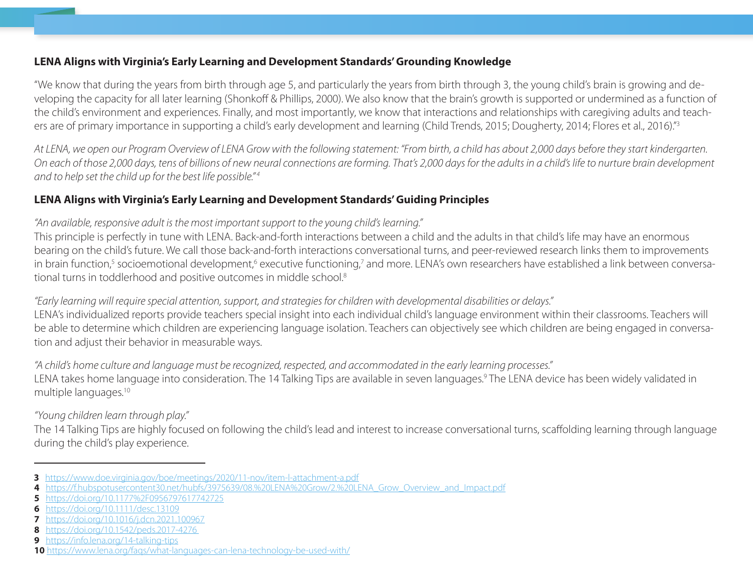**LENA Aligns with Virginia's Early Learning and Development Standards' Grounding Knowledge**

"We know that during the years from birth through age 5, and particularly the years from birth through 3, the young child's brain is growing and developing the capacity for all later learning (Shonkoff & Phillips, 2000). We also know that the brain's growth is supported or undermined as a function of the child's environment and experiences. Finally, and most importantly, we know that interactions and relationships with caregiving adults and teachers are of primary importance in supporting a child's early development and learning (Child Trends, 2015; Dougherty, 2014; Flores et al., 2016)."[3]

*At LENA, we open our Program Overview of LENA Grow with the following statement: "From birth, a child has about 2,000 days before they start kindergarten. On each of those 2,000 days, tens of billions of new neural connections are forming. That's 2,000 days for the adults in a child's life to nurture brain development and to help set the child up for the best life possible."*[4]

**LENA Aligns with Virginia's Early Learning and Development Standards' Guiding Principles**

*"An available, responsive adult is the most important support to the young child's learning."*
This principle is perfectly in tune with LENA. Back-and-forth interactions between a child and the adults in that child's life may have an enormous bearing on the child's future. We call those back-and-forth interactions conversational turns, and peer-reviewed research links them to improvements in brain function,[5] socioemotional development,[6] executive functioning,[7] and more. LENA's own researchers have established a link between conversational turns in toddlerhood and positive outcomes in middle school.[8]

*"Early learning will require special attention, support, and strategies for children with developmental disabilities or delays."*
LENA's individualized reports provide teachers special insight into each individual child's language environment within their classrooms. Teachers will be able to determine which children are experiencing language isolation. Teachers can objectively see which children are being engaged in conversation and adjust their behavior in measurable ways.

*"A child's home culture and language must be recognized, respected, and accommodated in the early learning processes."*
LENA takes home language into consideration. The 14 Talking Tips are available in seven languages.[9] The LENA device has been widely validated in multiple languages.[10]

*"Young children learn through play."*
The 14 Talking Tips are highly focused on following the child's lead and interest to increase conversational turns, scaffolding learning through language during the child's play experience.

---

**3** https://www.doe.virginia.gov/boe/meetings/2020/11-nov/item-l-attachment-a.pdf
**4** https://f.hubspotusercontent30.net/hubfs/3975639/08.%20LENA%20Grow/2.%20LENA_Grow_Overview_and_Impact.pdf
**5** https://doi.org/10.1177%2F0956797617742725
**6** https://doi.org/10.1111/desc.13109
**7** https://doi.org/10.1016/j.dcn.2021.100967
**8** https://doi.org/10.1542/peds.2017-4276
**9** https://info.lena.org/14-talking-tips
**10** https://www.lena.org/faqs/what-languages-can-lena-technology-be-used-with/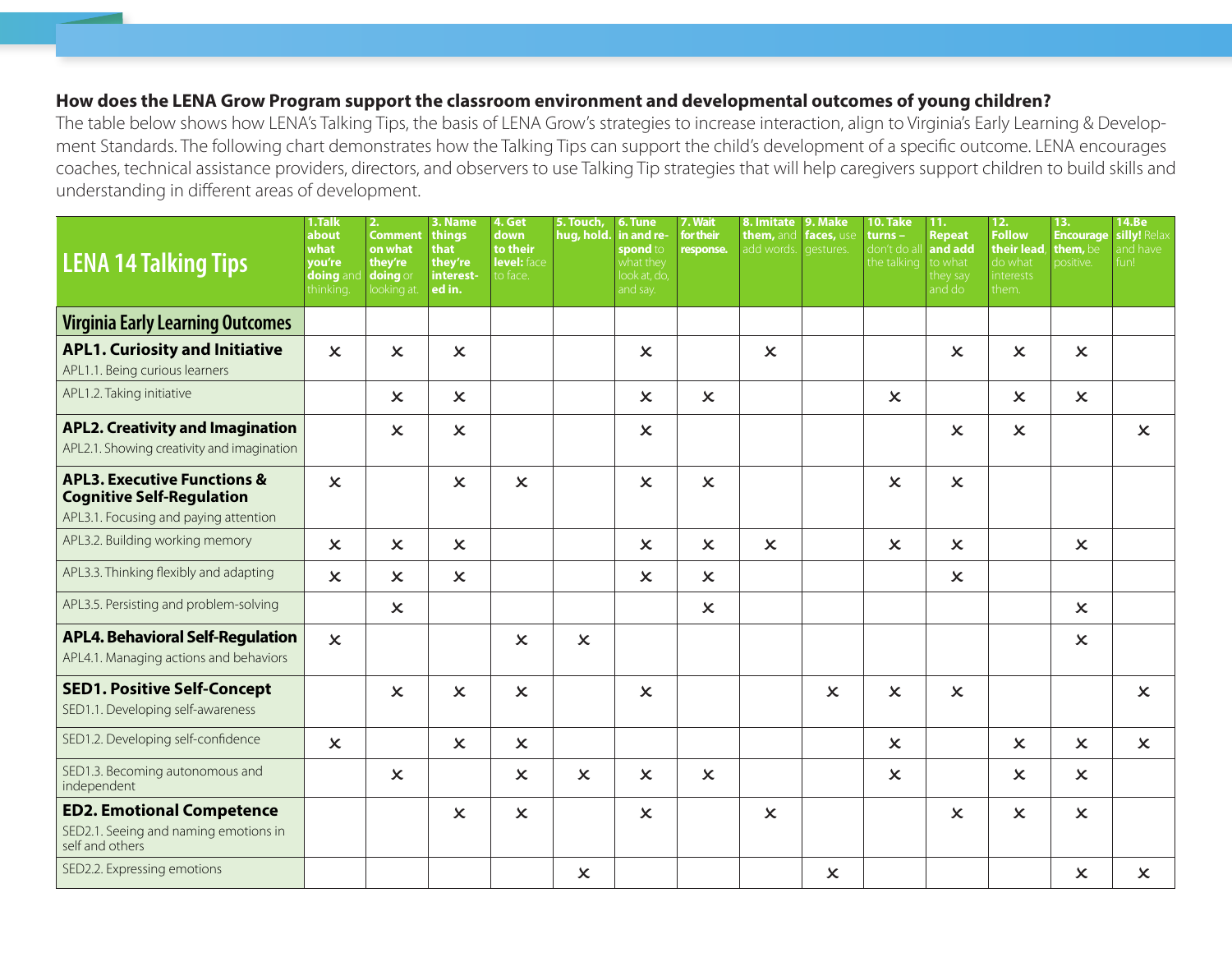**How does the LENA Grow Program support the classroom environment and developmental outcomes of young children?**

The table below shows how LENA's Talking Tips, the basis of LENA Grow's strategies to increase interaction, align to Virginia's Early Learning & Development Standards. The following chart demonstrates how the Talking Tips can support the child's development of a specific outcome. LENA encourages coaches, technical assistance providers, directors, and observers to use Talking Tip strategies that will help caregivers support children to build skills and understanding in different areas of development.

| LENA 14 Talking Tips | 1. **Talk about what you're doing** and thinking. | 2. **Comment on what they're doing** or looking at. | 3. **Name things that they're interested in.** | 4. **Get down to their level:** face to face. | 5. **Touch, hug, hold.** | 6. **Tune in and respond** to what they look at, do, and say. | 7. **Wait for their response.** | 8. **Imitate them,** and add words. | 9. **Make faces,** use gestures. | 10. **Take turns** – don't do all the talking | 11. **Repeat and add** to what they say and do | 12. **Follow their lead,** do what interests them. | 13. **Encourage them,** be positive. | 14. **Be silly!** Relax and have fun! |
|---|---|---|---|---|---|---|---|---|---|---|---|---|---|---|
| **Virginia Early Learning Outcomes** | | | | | | | | | | | | | | |
| **APL1. Curiosity and Initiative** APL1.1. Being curious learners | × | × | × | | | × | | × | | | × | × | × | |
| APL1.2. Taking initiative | | × | × | | | × | × | | | × | | × | × | |
| **APL2. Creativity and Imagination** APL2.1. Showing creativity and imagination | | × | × | | | × | | | | | × | × | | × |
| **APL3. Executive Functions & Cognitive Self-Regulation** APL3.1. Focusing and paying attention | × | | × | × | | × | × | | | × | × | | | |
| APL3.2. Building working memory | × | × | × | | | × | × | × | | × | × | | × | |
| APL3.3. Thinking flexibly and adapting | × | × | × | | | × | × | | | | × | | | |
| APL3.5. Persisting and problem-solving | | × | | | | | × | | | | | | × | |
| **APL4. Behavioral Self-Regulation** APL4.1. Managing actions and behaviors | × | | | × | × | | | | | | | | × | |
| **SED1. Positive Self-Concept** SED1.1. Developing self-awareness | | × | × | × | | × | | | × | × | × | | | × |
| SED1.2. Developing self-confidence | × | | × | × | | | | | | × | | × | × | × |
| SED1.3. Becoming autonomous and independent | | × | | × | × | × | × | | | × | | × | × | |
| **ED2. Emotional Competence** SED2.1. Seeing and naming emotions in self and others | | | × | × | | × | | × | | | × | × | × | |
| SED2.2. Expressing emotions | | | | | × | | | | × | | | | × | × |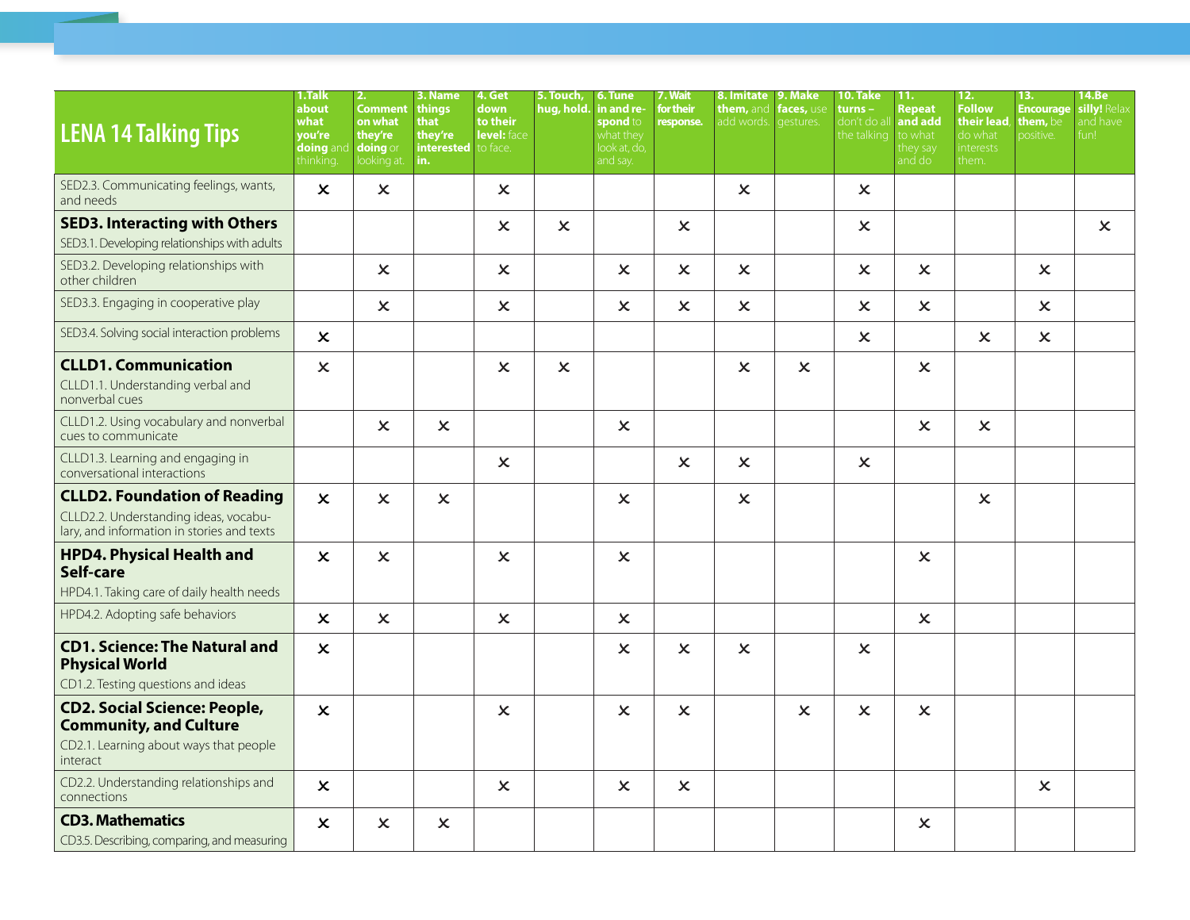| LENA 14 Talking Tips | 1. Talk about what you're doing and thinking. | 2. Comment on what they're doing or looking at. | 3. Name things that they're interested in. | 4. Get down to their level: face to face. | 5. Touch, hug, hold. | 6. Tune in and respond to what they look at, do, and say. | 7. Wait for their response. | 8. Imitate them, and add words. | 9. Make faces, use gestures. | 10. Take turns – don't do all the talking | 11. Repeat and add to what they say and do | 12. Follow their lead, do what interests them. | 13. Encourage them, be positive. | 14. Be silly! Relax and have fun! |
|---|---|---|---|---|---|---|---|---|---|---|---|---|---|---|
| SED2.3. Communicating feelings, wants, and needs | × | × | | × | | | | × | | × | | | | |
| **SED3. Interacting with Others** SED3.1. Developing relationships with adults | | | | × | × | | × | | | × | | | | × |
| SED3.2. Developing relationships with other children | | × | | × | | × | × | × | | × | × | | × | |
| SED3.3. Engaging in cooperative play | | × | | × | | × | × | × | | × | × | | × | |
| SED3.4. Solving social interaction problems | × | | | | | | | | | × | | × | × | |
| **CLLD1. Communication** CLLD1.1. Understanding verbal and nonverbal cues | × | | | × | × | | | × | × | | × | | | |
| CLLD1.2. Using vocabulary and nonverbal cues to communicate | | × | × | | | × | | | | | × | × | | |
| CLLD1.3. Learning and engaging in conversational interactions | | | | × | | | × | × | | × | | | | |
| **CLLD2. Foundation of Reading** CLLD2.2. Understanding ideas, vocabulary, and information in stories and texts | × | × | × | | | × | | × | | | | × | | |
| **HPD4. Physical Health and Self-care** HPD4.1. Taking care of daily health needs | × | × | | × | | × | | | | | × | | | |
| HPD4.2. Adopting safe behaviors | × | × | | × | | × | | | | | × | | | |
| **CD1. Science: The Natural and Physical World** CD1.2. Testing questions and ideas | × | | | | | × | × | × | | × | | | | |
| **CD2. Social Science: People, Community, and Culture** CD2.1. Learning about ways that people interact | × | | | × | | × | × | | × | × | × | | | |
| CD2.2. Understanding relationships and connections | × | | | × | | × | × | | | | | | × | |
| **CD3. Mathematics** CD3.5. Describing, comparing, and measuring | × | × | × | | | | | | | | × | | | |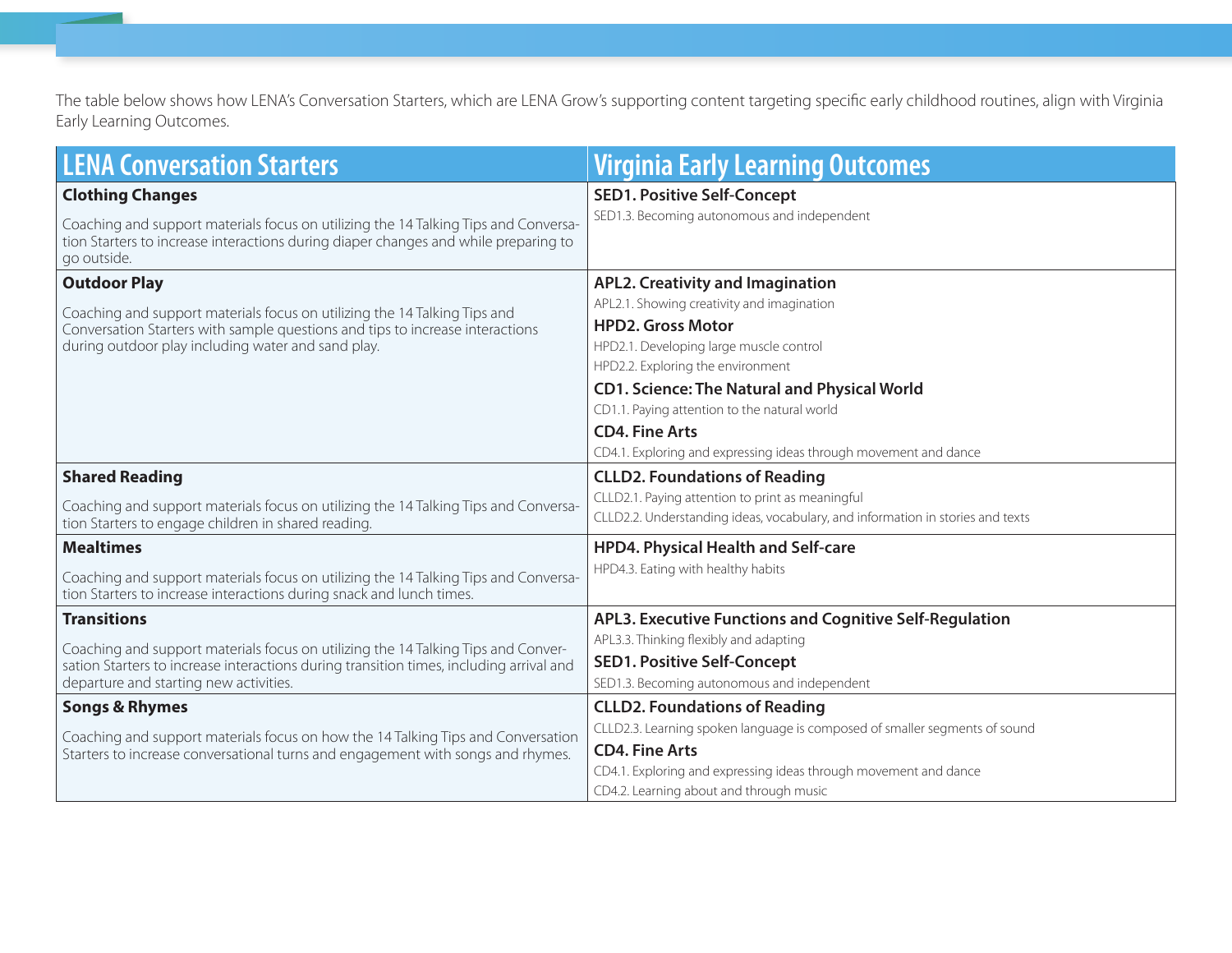The table below shows how LENA's Conversation Starters, which are LENA Grow's supporting content targeting specific early childhood routines, align with Virginia Early Learning Outcomes.

| LENA Conversation Starters | Virginia Early Learning Outcomes |
|---|---|
| **Clothing Changes**<br><br>Coaching and support materials focus on utilizing the 14 Talking Tips and Conversation Starters to increase interactions during diaper changes and while preparing to go outside. | **SED1. Positive Self-Concept**<br>SED1.3. Becoming autonomous and independent |
| **Outdoor Play**<br><br>Coaching and support materials focus on utilizing the 14 Talking Tips and Conversation Starters with sample questions and tips to increase interactions during outdoor play including water and sand play. | **APL2. Creativity and Imagination**<br>APL2.1. Showing creativity and imagination<br>**HPD2. Gross Motor**<br>HPD2.1. Developing large muscle control<br>HPD2.2. Exploring the environment<br>**CD1. Science: The Natural and Physical World**<br>CD1.1. Paying attention to the natural world<br>**CD4. Fine Arts**<br>CD4.1. Exploring and expressing ideas through movement and dance |
| **Shared Reading**<br><br>Coaching and support materials focus on utilizing the 14 Talking Tips and Conversation Starters to engage children in shared reading. | **CLLD2. Foundations of Reading**<br>CLLD2.1. Paying attention to print as meaningful<br>CLLD2.2. Understanding ideas, vocabulary, and information in stories and texts |
| **Mealtimes**<br><br>Coaching and support materials focus on utilizing the 14 Talking Tips and Conversation Starters to increase interactions during snack and lunch times. | **HPD4. Physical Health and Self-care**<br>HPD4.3. Eating with healthy habits |
| **Transitions**<br><br>Coaching and support materials focus on utilizing the 14 Talking Tips and Conversation Starters to increase interactions during transition times, including arrival and departure and starting new activities. | **APL3. Executive Functions and Cognitive Self-Regulation**<br>APL3.3. Thinking flexibly and adapting<br>**SED1. Positive Self-Concept**<br>SED1.3. Becoming autonomous and independent |
| **Songs & Rhymes**<br><br>Coaching and support materials focus on how the 14 Talking Tips and Conversation Starters to increase conversational turns and engagement with songs and rhymes. | **CLLD2. Foundations of Reading**<br>CLLD2.3. Learning spoken language is composed of smaller segments of sound<br>**CD4. Fine Arts**<br>CD4.1. Exploring and expressing ideas through movement and dance<br>CD4.2. Learning about and through music |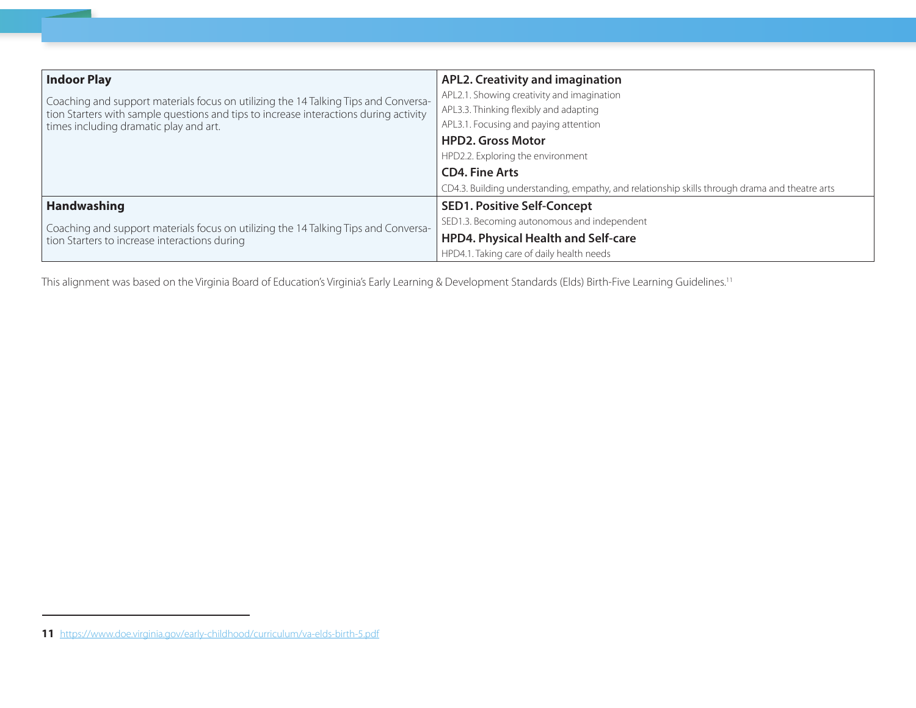| | |
|---|---|
| **Indoor Play**<br><br>Coaching and support materials focus on utilizing the 14 Talking Tips and Conversation Starters with sample questions and tips to increase interactions during activity times including dramatic play and art. | **APL2. Creativity and imagination**<br>APL2.1. Showing creativity and imagination<br>APL3.3. Thinking flexibly and adapting<br>APL3.1. Focusing and paying attention<br>**HPD2. Gross Motor**<br>HPD2.2. Exploring the environment<br>**CD4. Fine Arts**<br>CD4.3. Building understanding, empathy, and relationship skills through drama and theatre arts |
| **Handwashing**<br><br>Coaching and support materials focus on utilizing the 14 Talking Tips and Conversation Starters to increase interactions during | **SED1. Positive Self-Concept**<br>SED1.3. Becoming autonomous and independent<br>**HPD4. Physical Health and Self-care**<br>HPD4.1. Taking care of daily health needs |

This alignment was based on the Virginia Board of Education's Virginia's Early Learning & Development Standards (Elds) Birth-Five Learning Guidelines.[11]

**11** https://www.doe.virginia.gov/early-childhood/curriculum/va-elds-birth-5.pdf